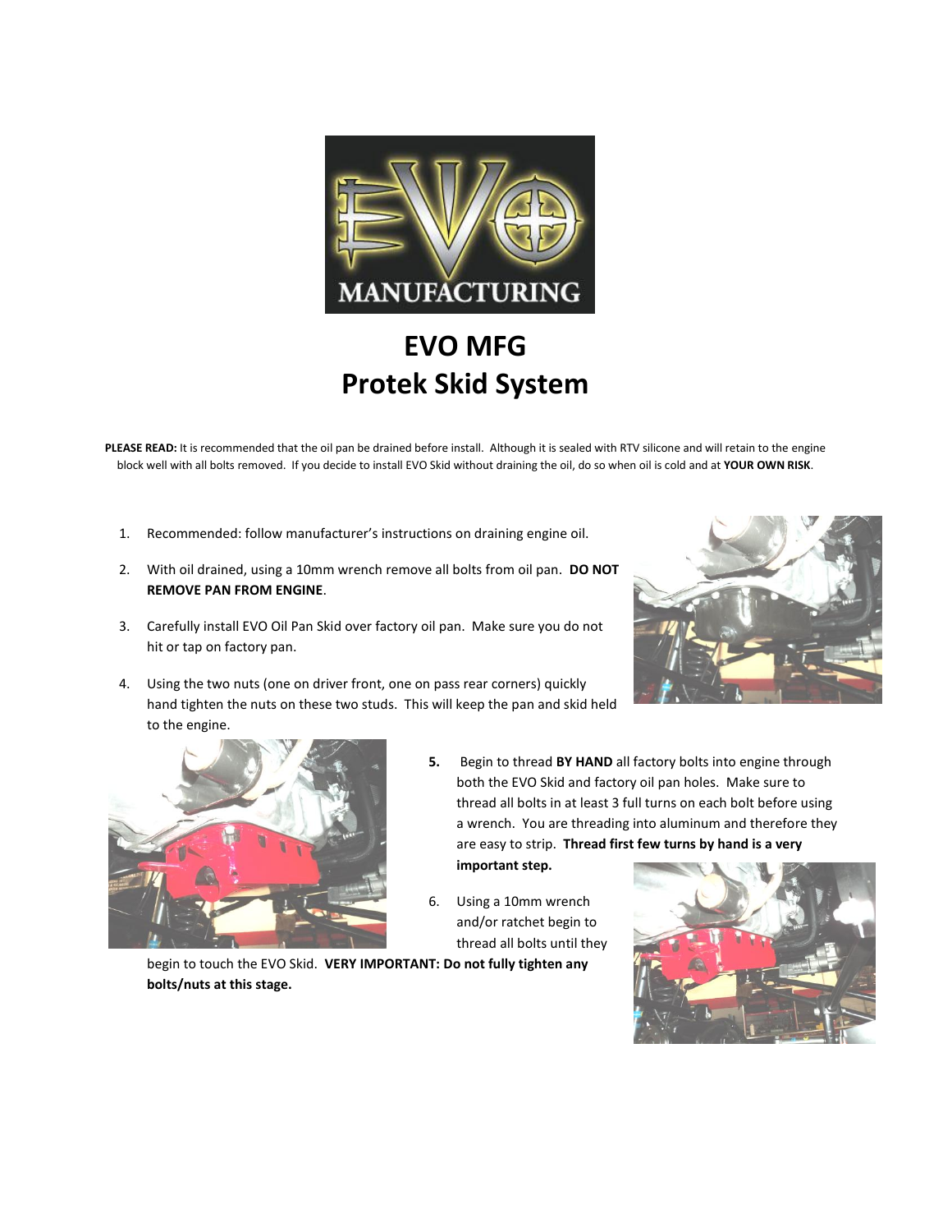# EVO MFG
# Protek Skid System

**PLEASE READ:** It is recommended that the oil pan be drained before install. Although it is sealed with RTV silicone and will retain to the engine block well with all bolts removed. If you decide to install EVO Skid without draining the oil, do so when oil is cold and at **YOUR OWN RISK**.

1. Recommended: follow manufacturer's instructions on draining engine oil.
2. With oil drained, using a 10mm wrench remove all bolts from oil pan. **DO NOT REMOVE PAN FROM ENGINE**.
3. Carefully install EVO Oil Pan Skid over factory oil pan. Make sure you do not hit or tap on factory pan.
4. Using the two nuts (one on driver front, one on pass rear corners) quickly hand tighten the nuts on these two studs. This will keep the pan and skid held to the engine.
5. Begin to thread **BY HAND** all factory bolts into engine through both the EVO Skid and factory oil pan holes. Make sure to thread all bolts in at least 3 full turns on each bolt before using a wrench. You are threading into aluminum and therefore they are easy to strip. **Thread first few turns by hand is a very important step.**
6. Using a 10mm wrench and/or ratchet begin to thread all bolts until they begin to touch the EVO Skid. **VERY IMPORTANT: Do not fully tighten any bolts/nuts at this stage.**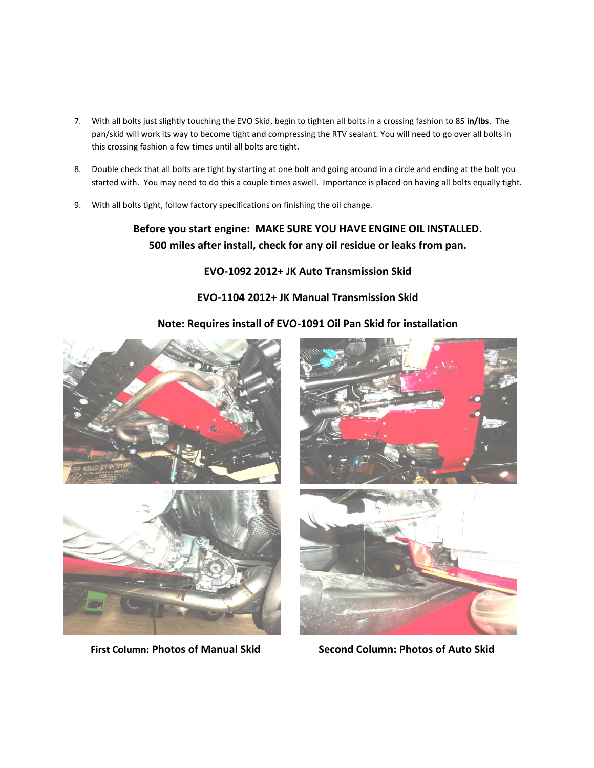7. With all bolts just slightly touching the EVO Skid, begin to tighten all bolts in a crossing fashion to 85 **in/lbs**. The pan/skid will work its way to become tight and compressing the RTV sealant. You will need to go over all bolts in this crossing fashion a few times until all bolts are tight.

8. Double check that all bolts are tight by starting at one bolt and going around in a circle and ending at the bolt you started with. You may need to do this a couple times aswell. Importance is placed on having all bolts equally tight.

9. With all bolts tight, follow factory specifications on finishing the oil change.

**Before you start engine: MAKE SURE YOU HAVE ENGINE OIL INSTALLED.**
**500 miles after install, check for any oil residue or leaks from pan.**

**EVO-1092 2012+ JK Auto Transmission Skid**

**EVO-1104 2012+ JK Manual Transmission Skid**

**Note: Requires install of EVO-1091 Oil Pan Skid for installation**

**First Column: Photos of Manual Skid** **Second Column: Photos of Auto Skid**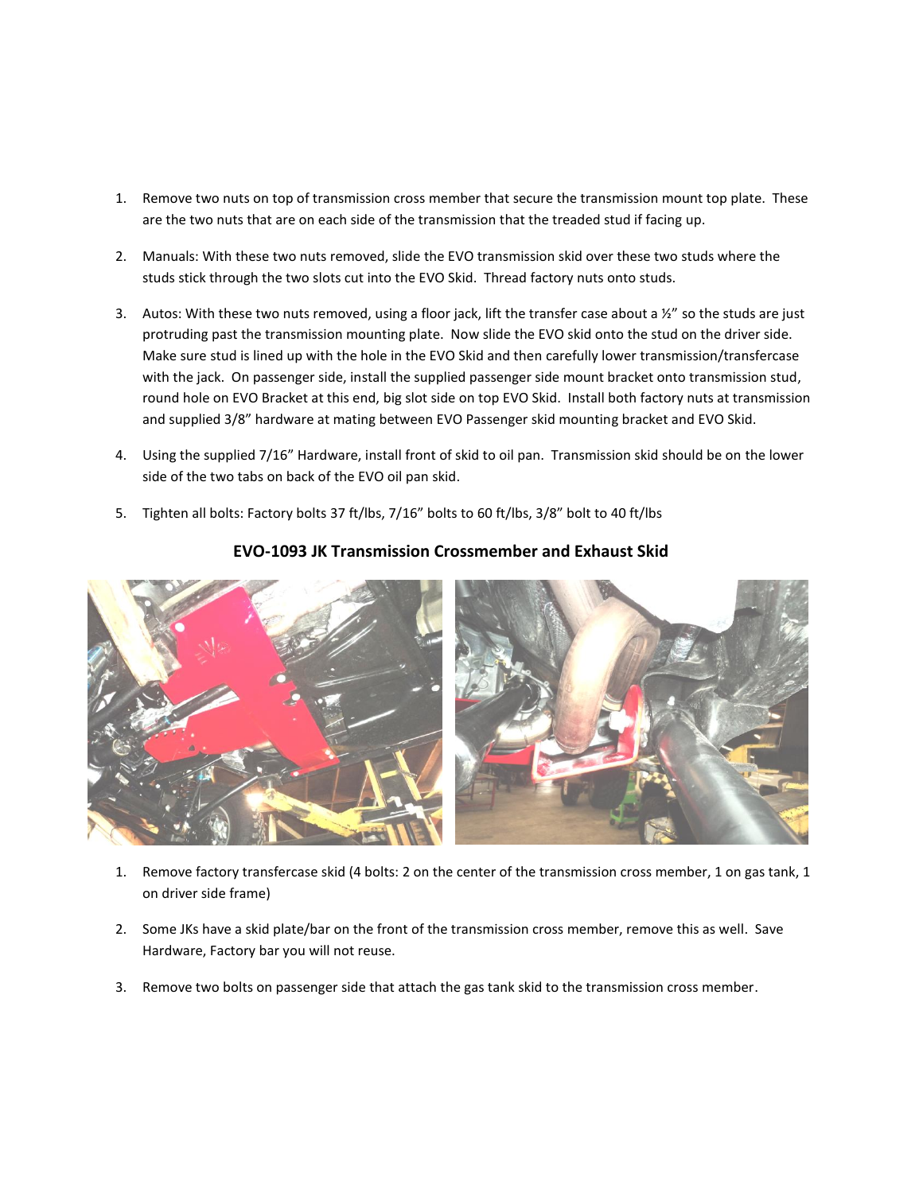1. Remove two nuts on top of transmission cross member that secure the transmission mount top plate. These are the two nuts that are on each side of the transmission that the treaded stud if facing up.

2. Manuals: With these two nuts removed, slide the EVO transmission skid over these two studs where the studs stick through the two slots cut into the EVO Skid. Thread factory nuts onto studs.

3. Autos: With these two nuts removed, using a floor jack, lift the transfer case about a ½" so the studs are just protruding past the transmission mounting plate. Now slide the EVO skid onto the stud on the driver side. Make sure stud is lined up with the hole in the EVO Skid and then carefully lower transmission/transfercase with the jack. On passenger side, install the supplied passenger side mount bracket onto transmission stud, round hole on EVO Bracket at this end, big slot side on top EVO Skid. Install both factory nuts at transmission and supplied 3/8" hardware at mating between EVO Passenger skid mounting bracket and EVO Skid.

4. Using the supplied 7/16" Hardware, install front of skid to oil pan. Transmission skid should be on the lower side of the two tabs on back of the EVO oil pan skid.

5. Tighten all bolts: Factory bolts 37 ft/lbs, 7/16" bolts to 60 ft/lbs, 3/8" bolt to 40 ft/lbs

## EVO-1093 JK Transmission Crossmember and Exhaust Skid

1. Remove factory transfercase skid (4 bolts: 2 on the center of the transmission cross member, 1 on gas tank, 1 on driver side frame)

2. Some JKs have a skid plate/bar on the front of the transmission cross member, remove this as well. Save Hardware, Factory bar you will not reuse.

3. Remove two bolts on passenger side that attach the gas tank skid to the transmission cross member.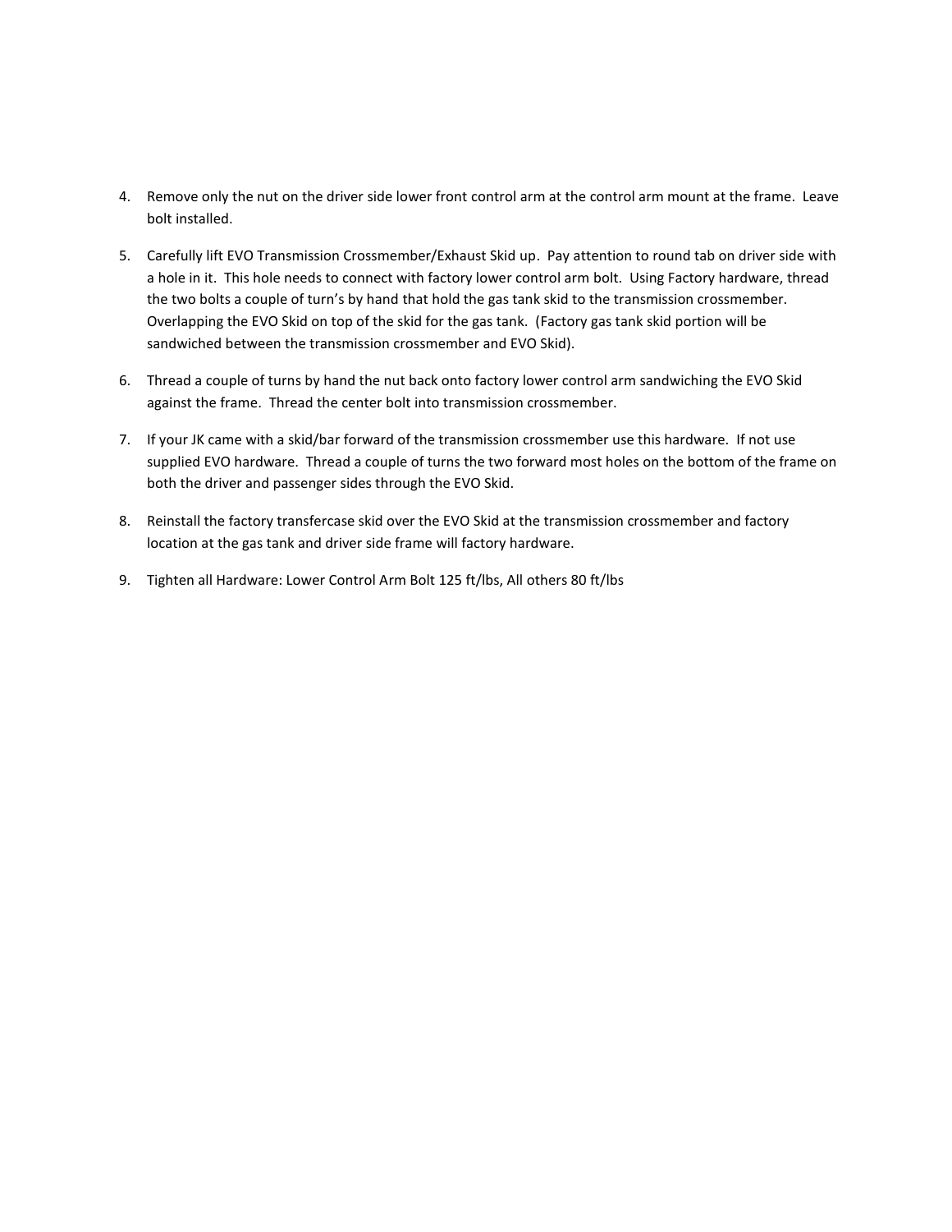4. Remove only the nut on the driver side lower front control arm at the control arm mount at the frame. Leave bolt installed.

5. Carefully lift EVO Transmission Crossmember/Exhaust Skid up. Pay attention to round tab on driver side with a hole in it. This hole needs to connect with factory lower control arm bolt. Using Factory hardware, thread the two bolts a couple of turn's by hand that hold the gas tank skid to the transmission crossmember. Overlapping the EVO Skid on top of the skid for the gas tank. (Factory gas tank skid portion will be sandwiched between the transmission crossmember and EVO Skid).

6. Thread a couple of turns by hand the nut back onto factory lower control arm sandwiching the EVO Skid against the frame. Thread the center bolt into transmission crossmember.

7. If your JK came with a skid/bar forward of the transmission crossmember use this hardware. If not use supplied EVO hardware. Thread a couple of turns the two forward most holes on the bottom of the frame on both the driver and passenger sides through the EVO Skid.

8. Reinstall the factory transfercase skid over the EVO Skid at the transmission crossmember and factory location at the gas tank and driver side frame will factory hardware.

9. Tighten all Hardware: Lower Control Arm Bolt 125 ft/lbs, All others 80 ft/lbs